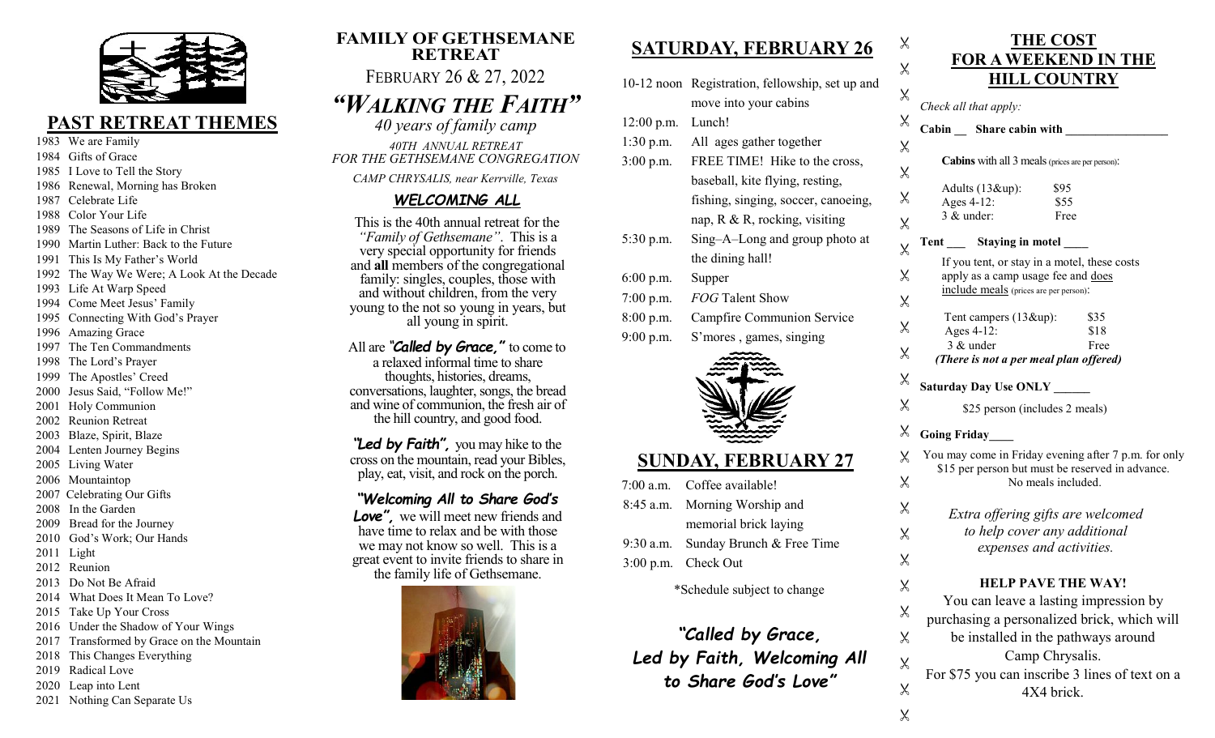## PAST RETREAT THEMES

1983 We are Family
1984 Gifts of Grace
1985 I Love to Tell the Story
1986 Renewal, Morning has Broken
1987 Celebrate Life
1988 Color Your Life
1989 The Seasons of Life in Christ
1990 Martin Luther: Back to the Future
1991 This Is My Father's World
1992 The Way We Were; A Look At the Decade
1993 Life At Warp Speed
1994 Come Meet Jesus' Family
1995 Connecting With God's Prayer
1996 Amazing Grace
1997 The Ten Commandments
1998 The Lord's Prayer
1999 The Apostles' Creed
2000 Jesus Said, "Follow Me!"
2001 Holy Communion
2002 Reunion Retreat
2003 Blaze, Spirit, Blaze
2004 Lenten Journey Begins
2005 Living Water
2006 Mountaintop
2007 Celebrating Our Gifts
2008 In the Garden
2009 Bread for the Journey
2010 God's Work; Our Hands
2011 Light
2012 Reunion
2013 Do Not Be Afraid
2014 What Does It Mean To Love?
2015 Take Up Your Cross
2016 Under the Shadow of Your Wings
2017 Transformed by Grace on the Mountain
2018 This Changes Everything
2019 Radical Love
2020 Leap into Lent
2021 Nothing Can Separate Us

# FAMILY OF GETHSEMANE RETREAT

FEBRUARY 26 & 27, 2022

# *"WALKING THE FAITH"*

*40 years of family camp*

*40TH ANNUAL RETREAT*
*FOR THE GETHSEMANE CONGREGATION*

*CAMP CHRYSALIS, near Kerrville, Texas*

### *WELCOMING ALL*

This is the 40th annual retreat for the *"Family of Gethsemane"*. This is a very special opportunity for friends and **all** members of the congregational family: singles, couples, those with and without children, from the very young to the not so young in years, but all young in spirit.

All are ***"Called by Grace,"*** to come to a relaxed informal time to share thoughts, histories, dreams, conversations, laughter, songs, the bread and wine of communion, the fresh air of the hill country, and good food.

***"Led by Faith",*** you may hike to the cross on the mountain, read your Bibles, play, eat, visit, and rock on the porch.

***"Welcoming All to Share God's Love",*** we will meet new friends and have time to relax and be with those we may not know so well. This is a great event to invite friends to share in the family life of Gethsemane.

## SATURDAY, FEBRUARY 26

| | |
|---|---|
| 10-12 noon | Registration, fellowship, set up and move into your cabins |
| 12:00 p.m. | Lunch! |
| 1:30 p.m. | All ages gather together |
| 3:00 p.m. | FREE TIME! Hike to the cross, baseball, kite flying, resting, fishing, singing, soccer, canoeing, nap, R & R, rocking, visiting |
| 5:30 p.m. | Sing–A–Long and group photo at the dining hall! |
| 6:00 p.m. | Supper |
| 7:00 p.m. | *FOG* Talent Show |
| 8:00 p.m. | Campfire Communion Service |
| 9:00 p.m. | S'mores , games, singing |

## SUNDAY, FEBRUARY 27

| | |
|---|---|
| 7:00 a.m. | Coffee available! |
| 8:45 a.m. | Morning Worship and memorial brick laying |
| 9:30 a.m. | Sunday Brunch & Free Time |
| 3:00 p.m. | Check Out |

*Schedule subject to change

***"Called by Grace, Led by Faith, Welcoming All to Share God's Love"***

## THE COST FOR A WEEKEND IN THE HILL COUNTRY

*Check all that apply:*

**Cabin __ Share cabin with ________________**

**Cabins** with all 3 meals (prices are per person):

| | |
|---|---|
| Adults (13&up): | $95 |
| Ages 4-12: | $55 |
| 3 & under: | Free |

**Tent ___ Staying in motel ____**

If you tent, or stay in a motel, these costs apply as a camp usage fee and does include meals (prices are per person):

| | |
|---|---|
| Tent campers (13&up): | $35 |
| Ages 4-12: | $18 |
| 3 & under | Free |

***(There is not a per meal plan offered)***

**Saturday Day Use ONLY ______**

$25 person (includes 2 meals)

**Going Friday____**

You may come in Friday evening after 7 p.m. for only $15 per person but must be reserved in advance. No meals included.

*Extra offering gifts are welcomed to help cover any additional expenses and activities.*

**HELP PAVE THE WAY!**

You can leave a lasting impression by purchasing a personalized brick, which will be installed in the pathways around Camp Chrysalis.
For $75 you can inscribe 3 lines of text on a 4X4 brick.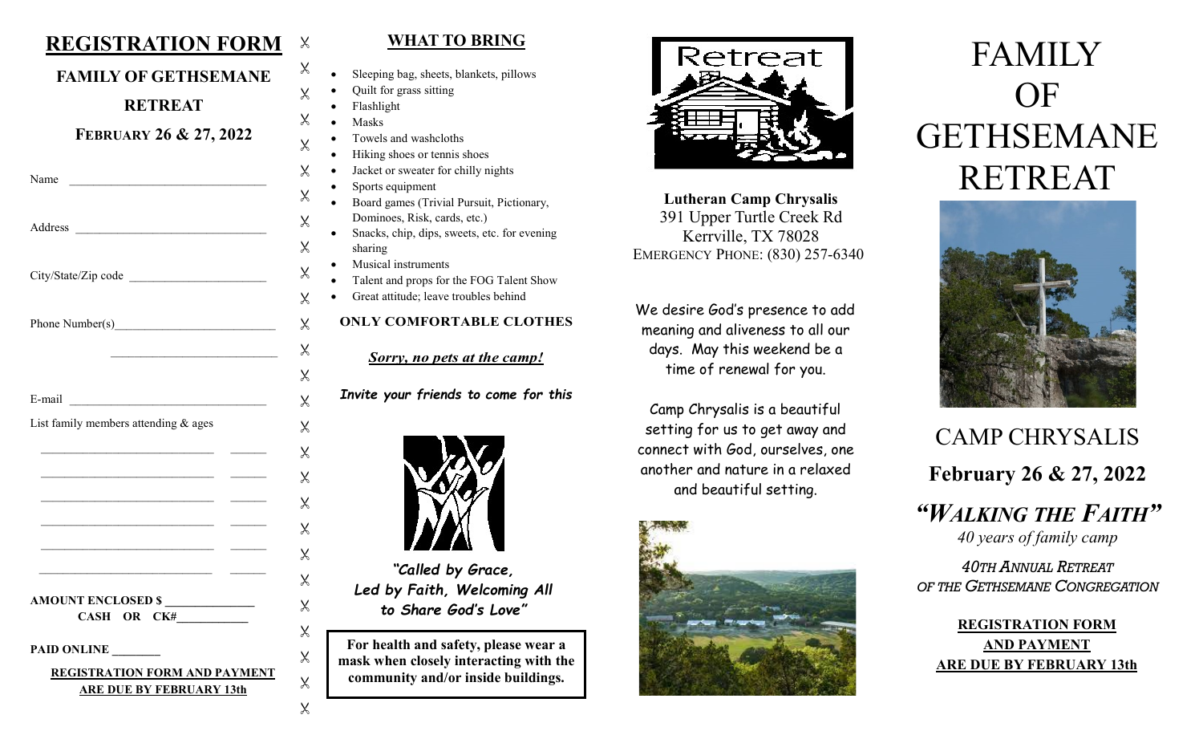# REGISTRATION FORM

## FAMILY OF GETHSEMANE

## RETREAT

## FEBRUARY 26 & 27, 2022

Name ________________________________

Address ________________________________

City/State/Zip code ______________________

Phone Number(s)__________________________

__________________________

E-mail ________________________________

List family members attending & ages

____________________________ ______

____________________________ ______

____________________________ ______

____________________________ ______

____________________________ ______

____________________________ ______

**AMOUNT ENCLOSED $ ______________**

**CASH OR CK#___________**

**PAID ONLINE _______**

**REGISTRATION FORM AND PAYMENT ARE DUE BY FEBRUARY 13th**

## WHAT TO BRING

- Sleeping bag, sheets, blankets, pillows
- Quilt for grass sitting
- Flashlight
- Masks
- Towels and washcloths
- Hiking shoes or tennis shoes
- Jacket or sweater for chilly nights
- Sports equipment
- Board games (Trivial Pursuit, Pictionary, Dominoes, Risk, cards, etc.)
- Snacks, chip, dips, sweets, etc. for evening sharing
- Musical instruments
- Talent and props for the FOG Talent Show
- Great attitude; leave troubles behind

**ONLY COMFORTABLE CLOTHES**

***Sorry, no pets at the camp!***

***Invite your friends to come for this***

***"Called by Grace, Led by Faith, Welcoming All to Share God's Love"***

**For health and safety, please wear a mask when closely interacting with the community and/or inside buildings.**

Retreat

**Lutheran Camp Chrysalis**
391 Upper Turtle Creek Rd
Kerrville, TX 78028
EMERGENCY PHONE: (830) 257-6340

We desire God's presence to add meaning and aliveness to all our days. May this weekend be a time of renewal for you.

Camp Chrysalis is a beautiful setting for us to get away and connect with God, ourselves, one another and nature in a relaxed and beautiful setting.

# FAMILY OF GETHSEMANE RETREAT

CAMP CHRYSALIS

**February 26 & 27, 2022**

***"WALKING THE FAITH"***

*40 years of family camp*

*40TH ANNUAL RETREAT OF THE GETHSEMANE CONGREGATION*

**REGISTRATION FORM AND PAYMENT ARE DUE BY FEBRUARY 13th**